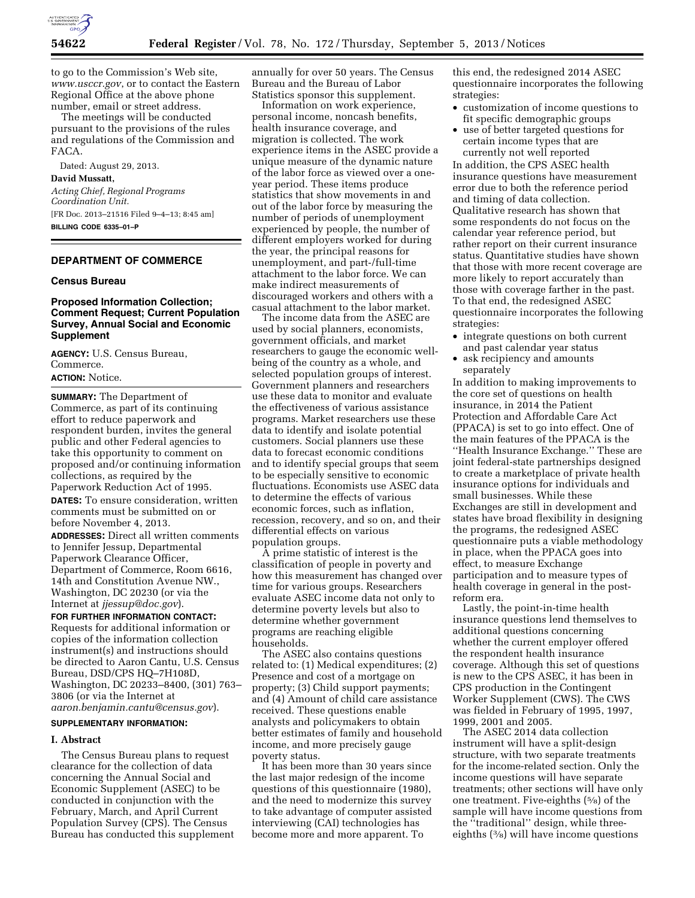to go to the Commission's Web site, *www.usccr.gov*, or to contact the Eastern Regional Office at the above phone number, email or street address.

The meetings will be conducted pursuant to the provisions of the rules and regulations of the Commission and FACA.

Dated: August 29, 2013.

**David Mussatt,**

*Acting Chief, Regional Programs Coordination Unit.*

[FR Doc. 2013–21516 Filed 9–4–13; 8:45 am]

**BILLING CODE 6335–01–P**

## DEPARTMENT OF COMMERCE

### Census Bureau

### Proposed Information Collection; Comment Request; Current Population Survey, Annual Social and Economic Supplement

**AGENCY:** U.S. Census Bureau, Commerce.

**ACTION:** Notice.

**SUMMARY:** The Department of Commerce, as part of its continuing effort to reduce paperwork and respondent burden, invites the general public and other Federal agencies to take this opportunity to comment on proposed and/or continuing information collections, as required by the Paperwork Reduction Act of 1995.

**DATES:** To ensure consideration, written comments must be submitted on or before November 4, 2013.

**ADDRESSES:** Direct all written comments to Jennifer Jessup, Departmental Paperwork Clearance Officer, Department of Commerce, Room 6616, 14th and Constitution Avenue NW., Washington, DC 20230 (or via the Internet at *jjessup@doc.gov*).

**FOR FURTHER INFORMATION CONTACT:** Requests for additional information or copies of the information collection instrument(s) and instructions should be directed to Aaron Cantu, U.S. Census Bureau, DSD/CPS HQ–7H108D, Washington, DC 20233–8400, (301) 763–3806 (or via the Internet at *aaron.benjamin.cantu@census.gov*).

**SUPPLEMENTARY INFORMATION:**

**I. Abstract**

The Census Bureau plans to request clearance for the collection of data concerning the Annual Social and Economic Supplement (ASEC) to be conducted in conjunction with the February, March, and April Current Population Survey (CPS). The Census Bureau has conducted this supplement annually for over 50 years. The Census Bureau and the Bureau of Labor Statistics sponsor this supplement.

Information on work experience, personal income, noncash benefits, health insurance coverage, and migration is collected. The work experience items in the ASEC provide a unique measure of the dynamic nature of the labor force as viewed over a one-year period. These items produce statistics that show movements in and out of the labor force by measuring the number of periods of unemployment experienced by people, the number of different employers worked for during the year, the principal reasons for unemployment, and part-/full-time attachment to the labor force. We can make indirect measurements of discouraged workers and others with a casual attachment to the labor market.

The income data from the ASEC are used by social planners, economists, government officials, and market researchers to gauge the economic well-being of the country as a whole, and selected population groups of interest. Government planners and researchers use these data to monitor and evaluate the effectiveness of various assistance programs. Market researchers use these data to identify and isolate potential customers. Social planners use these data to forecast economic conditions and to identify special groups that seem to be especially sensitive to economic fluctuations. Economists use ASEC data to determine the effects of various economic forces, such as inflation, recession, recovery, and so on, and their differential effects on various population groups.

A prime statistic of interest is the classification of people in poverty and how this measurement has changed over time for various groups. Researchers evaluate ASEC income data not only to determine poverty levels but also to determine whether government programs are reaching eligible households.

The ASEC also contains questions related to: (1) Medical expenditures; (2) Presence and cost of a mortgage on property; (3) Child support payments; and (4) Amount of child care assistance received. These questions enable analysts and policymakers to obtain better estimates of family and household income, and more precisely gauge poverty status.

It has been more than 30 years since the last major redesign of the income questions of this questionnaire (1980), and the need to modernize this survey to take advantage of computer assisted interviewing (CAI) technologies has become more and more apparent. To this end, the redesigned 2014 ASEC questionnaire incorporates the following strategies:

- customization of income questions to fit specific demographic groups
- use of better targeted questions for certain income types that are currently not well reported

In addition, the CPS ASEC health insurance questions have measurement error due to both the reference period and timing of data collection. Qualitative research has shown that some respondents do not focus on the calendar year reference period, but rather report on their current insurance status. Quantitative studies have shown that those with more recent coverage are more likely to report accurately than those with coverage farther in the past. To that end, the redesigned ASEC questionnaire incorporates the following strategies:

- integrate questions on both current and past calendar year status
- ask recipiency and amounts separately

In addition to making improvements to the core set of questions on health insurance, in 2014 the Patient Protection and Affordable Care Act (PPACA) is set to go into effect. One of the main features of the PPACA is the "Health Insurance Exchange." These are joint federal-state partnerships designed to create a marketplace of private health insurance options for individuals and small businesses. While these Exchanges are still in development and states have broad flexibility in designing the programs, the redesigned ASEC questionnaire puts a viable methodology in place, when the PPACA goes into effect, to measure Exchange participation and to measure types of health coverage in general in the post-reform era.

Lastly, the point-in-time health insurance questions lend themselves to additional questions concerning whether the current employer offered the respondent health insurance coverage. Although this set of questions is new to the CPS ASEC, it has been in CPS production in the Contingent Worker Supplement (CWS). The CWS was fielded in February of 1995, 1997, 1999, 2001 and 2005.

The ASEC 2014 data collection instrument will have a split-design structure, with two separate treatments for the income-related section. Only the income questions will have separate treatments; other sections will have only one treatment. Five-eighths (5/8) of the sample will have income questions from the "traditional" design, while three-eighths (3/8) will have income questions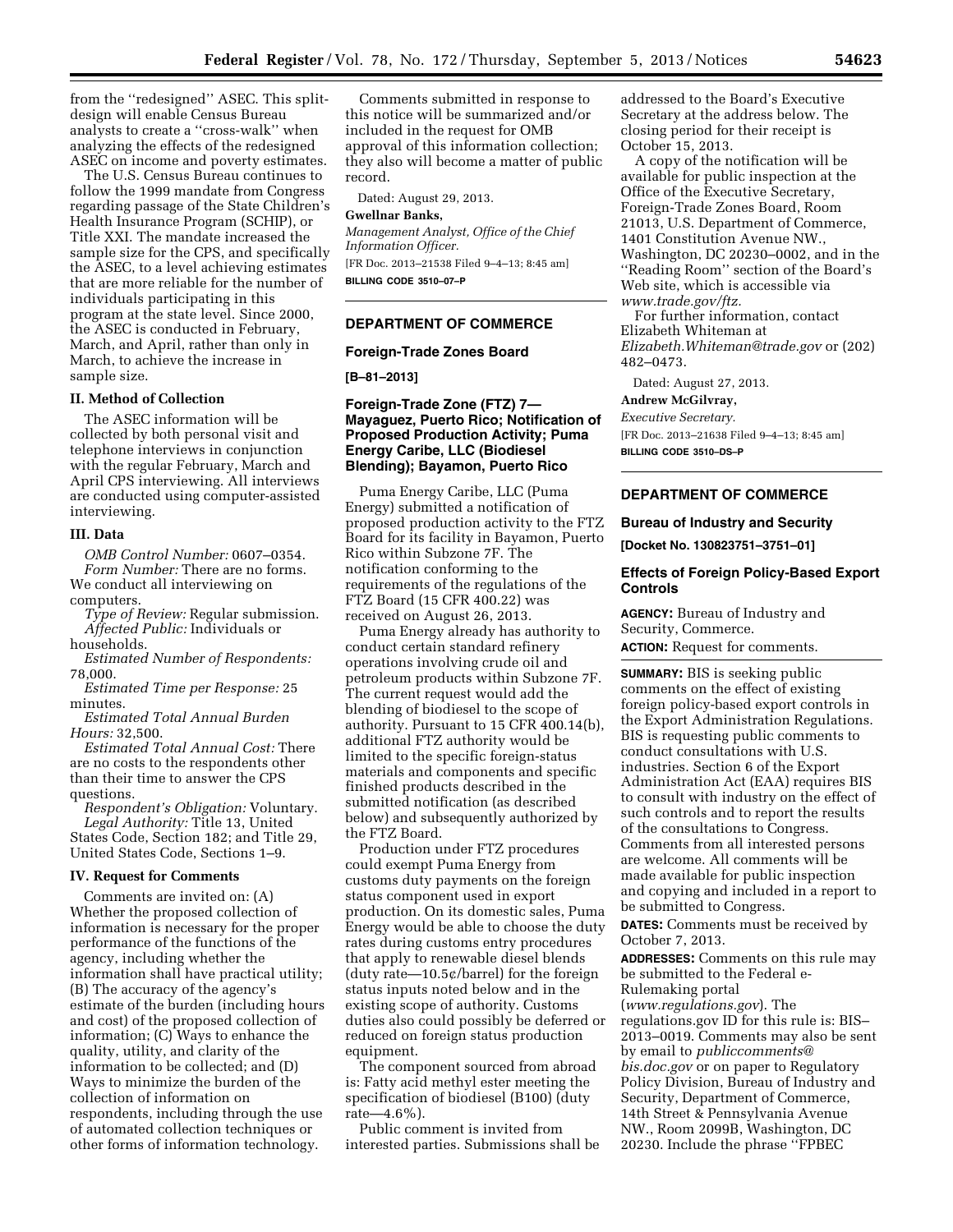from the ''redesigned'' ASEC. This split-design will enable Census Bureau analysts to create a ''cross-walk'' when analyzing the effects of the redesigned ASEC on income and poverty estimates.

The U.S. Census Bureau continues to follow the 1999 mandate from Congress regarding passage of the State Children's Health Insurance Program (SCHIP), or Title XXI. The mandate increased the sample size for the CPS, and specifically the ASEC, to a level achieving estimates that are more reliable for the number of individuals participating in this program at the state level. Since 2000, the ASEC is conducted in February, March, and April, rather than only in March, to achieve the increase in sample size.

### II. Method of Collection

The ASEC information will be collected by both personal visit and telephone interviews in conjunction with the regular February, March and April CPS interviewing. All interviews are conducted using computer-assisted interviewing.

### III. Data

*OMB Control Number:* 0607–0354.

*Form Number:* There are no forms. We conduct all interviewing on computers.

*Type of Review:* Regular submission.

*Affected Public:* Individuals or households.

*Estimated Number of Respondents:* 78,000.

*Estimated Time per Response:* 25 minutes.

*Estimated Total Annual Burden Hours:* 32,500.

*Estimated Total Annual Cost:* There are no costs to the respondents other than their time to answer the CPS questions.

*Respondent's Obligation:* Voluntary.

*Legal Authority:* Title 13, United States Code, Section 182; and Title 29, United States Code, Sections 1–9.

### IV. Request for Comments

Comments are invited on: (A) Whether the proposed collection of information is necessary for the proper performance of the functions of the agency, including whether the information shall have practical utility; (B) The accuracy of the agency's estimate of the burden (including hours and cost) of the proposed collection of information; (C) Ways to enhance the quality, utility, and clarity of the information to be collected; and (D) Ways to minimize the burden of the collection of information on respondents, including through the use of automated collection techniques or other forms of information technology.

Comments submitted in response to this notice will be summarized and/or included in the request for OMB approval of this information collection; they also will become a matter of public record.

Dated: August 29, 2013.

**Gwellnar Banks,**

*Management Analyst, Office of the Chief Information Officer.*

[FR Doc. 2013–21538 Filed 9–4–13; 8:45 am]

**BILLING CODE 3510–07–P**

---

## DEPARTMENT OF COMMERCE

### Foreign-Trade Zones Board

**[B–81–2013]**

### Foreign-Trade Zone (FTZ) 7—Mayaguez, Puerto Rico; Notification of Proposed Production Activity; Puma Energy Caribe, LLC (Biodiesel Blending); Bayamon, Puerto Rico

Puma Energy Caribe, LLC (Puma Energy) submitted a notification of proposed production activity to the FTZ Board for its facility in Bayamon, Puerto Rico within Subzone 7F. The notification conforming to the requirements of the regulations of the FTZ Board (15 CFR 400.22) was received on August 26, 2013.

Puma Energy already has authority to conduct certain standard refinery operations involving crude oil and petroleum products within Subzone 7F. The current request would add the blending of biodiesel to the scope of authority. Pursuant to 15 CFR 400.14(b), additional FTZ authority would be limited to the specific foreign-status materials and components and specific finished products described in the submitted notification (as described below) and subsequently authorized by the FTZ Board.

Production under FTZ procedures could exempt Puma Energy from customs duty payments on the foreign status component used in export production. On its domestic sales, Puma Energy would be able to choose the duty rates during customs entry procedures that apply to renewable diesel blends (duty rate—10.5¢/barrel) for the foreign status inputs noted below and in the existing scope of authority. Customs duties also could possibly be deferred or reduced on foreign status production equipment.

The component sourced from abroad is: Fatty acid methyl ester meeting the specification of biodiesel (B100) (duty rate—4.6%).

Public comment is invited from interested parties. Submissions shall be addressed to the Board's Executive Secretary at the address below. The closing period for their receipt is October 15, 2013.

A copy of the notification will be available for public inspection at the Office of the Executive Secretary, Foreign-Trade Zones Board, Room 21013, U.S. Department of Commerce, 1401 Constitution Avenue NW., Washington, DC 20230–0002, and in the ''Reading Room'' section of the Board's Web site, which is accessible via *www.trade.gov/ftz.*

For further information, contact Elizabeth Whiteman at *Elizabeth.Whiteman@trade.gov* or (202) 482–0473.

Dated: August 27, 2013.

**Andrew McGilvray,**

*Executive Secretary.*

[FR Doc. 2013–21638 Filed 9–4–13; 8:45 am]

**BILLING CODE 3510–DS–P**

---

## DEPARTMENT OF COMMERCE

### Bureau of Industry and Security

**[Docket No. 130823751–3751–01]**

### Effects of Foreign Policy-Based Export Controls

**AGENCY:** Bureau of Industry and Security, Commerce.

**ACTION:** Request for comments.

**SUMMARY:** BIS is seeking public comments on the effect of existing foreign policy-based export controls in the Export Administration Regulations. BIS is requesting public comments to conduct consultations with U.S. industries. Section 6 of the Export Administration Act (EAA) requires BIS to consult with industry on the effect of such controls and to report the results of the consultations to Congress. Comments from all interested persons are welcome. All comments will be made available for public inspection and copying and included in a report to be submitted to Congress.

**DATES:** Comments must be received by October 7, 2013.

**ADDRESSES:** Comments on this rule may be submitted to the Federal e-Rulemaking portal (*www.regulations.gov*). The regulations.gov ID for this rule is: BIS–2013–0019. Comments may also be sent by email to *publiccomments@bis.doc.gov* or on paper to Regulatory Policy Division, Bureau of Industry and Security, Department of Commerce, 14th Street & Pennsylvania Avenue NW., Room 2099B, Washington, DC 20230. Include the phrase ''FPBEC